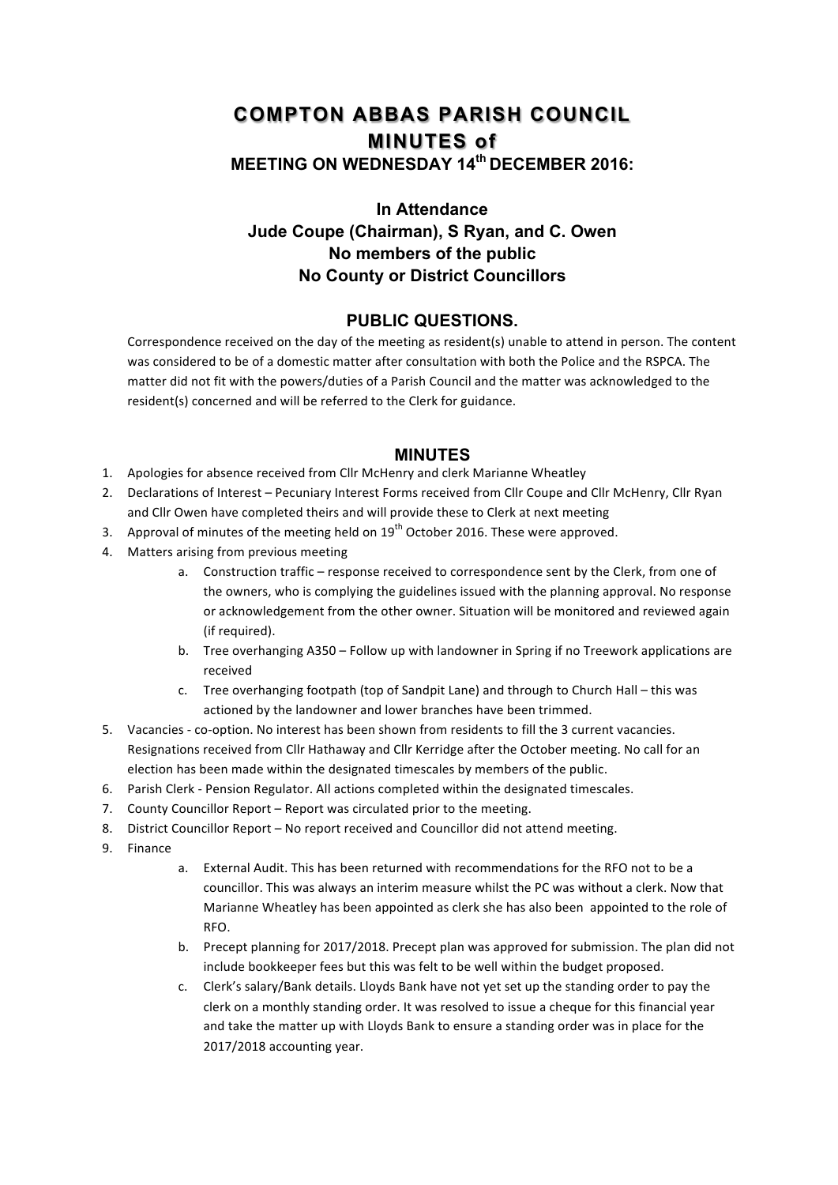# COMPTON ABBAS PARISH COUNCIL

## MINUTES of

### MEETING ON WEDNESDAY 14th DECEMBER 2016:

**In Attendance**

**Jude Coupe (Chairman), S Ryan, and C. Owen**

**No members of the public**

**No County or District Councillors**

## PUBLIC QUESTIONS.

Correspondence received on the day of the meeting as resident(s) unable to attend in person. The content was considered to be of a domestic matter after consultation with both the Police and the RSPCA. The matter did not fit with the powers/duties of a Parish Council and the matter was acknowledged to the resident(s) concerned and will be referred to the Clerk for guidance.

## MINUTES

1. Apologies for absence received from Cllr McHenry and clerk Marianne Wheatley
2. Declarations of Interest – Pecuniary Interest Forms received from Cllr Coupe and Cllr McHenry, Cllr Ryan and Cllr Owen have completed theirs and will provide these to Clerk at next meeting
3. Approval of minutes of the meeting held on 19th October 2016. These were approved.
4. Matters arising from previous meeting
   a. Construction traffic – response received to correspondence sent by the Clerk, from one of the owners, who is complying the guidelines issued with the planning approval. No response or acknowledgement from the other owner. Situation will be monitored and reviewed again (if required).
   b. Tree overhanging A350 – Follow up with landowner in Spring if no Treework applications are received
   c. Tree overhanging footpath (top of Sandpit Lane) and through to Church Hall – this was actioned by the landowner and lower branches have been trimmed.
5. Vacancies - co-option. No interest has been shown from residents to fill the 3 current vacancies. Resignations received from Cllr Hathaway and Cllr Kerridge after the October meeting. No call for an election has been made within the designated timescales by members of the public.
6. Parish Clerk - Pension Regulator. All actions completed within the designated timescales.
7. County Councillor Report – Report was circulated prior to the meeting.
8. District Councillor Report – No report received and Councillor did not attend meeting.
9. Finance
   a. External Audit. This has been returned with recommendations for the RFO not to be a councillor. This was always an interim measure whilst the PC was without a clerk. Now that Marianne Wheatley has been appointed as clerk she has also been appointed to the role of RFO.
   b. Precept planning for 2017/2018. Precept plan was approved for submission. The plan did not include bookkeeper fees but this was felt to be well within the budget proposed.
   c. Clerk's salary/Bank details. Lloyds Bank have not yet set up the standing order to pay the clerk on a monthly standing order. It was resolved to issue a cheque for this financial year and take the matter up with Lloyds Bank to ensure a standing order was in place for the 2017/2018 accounting year.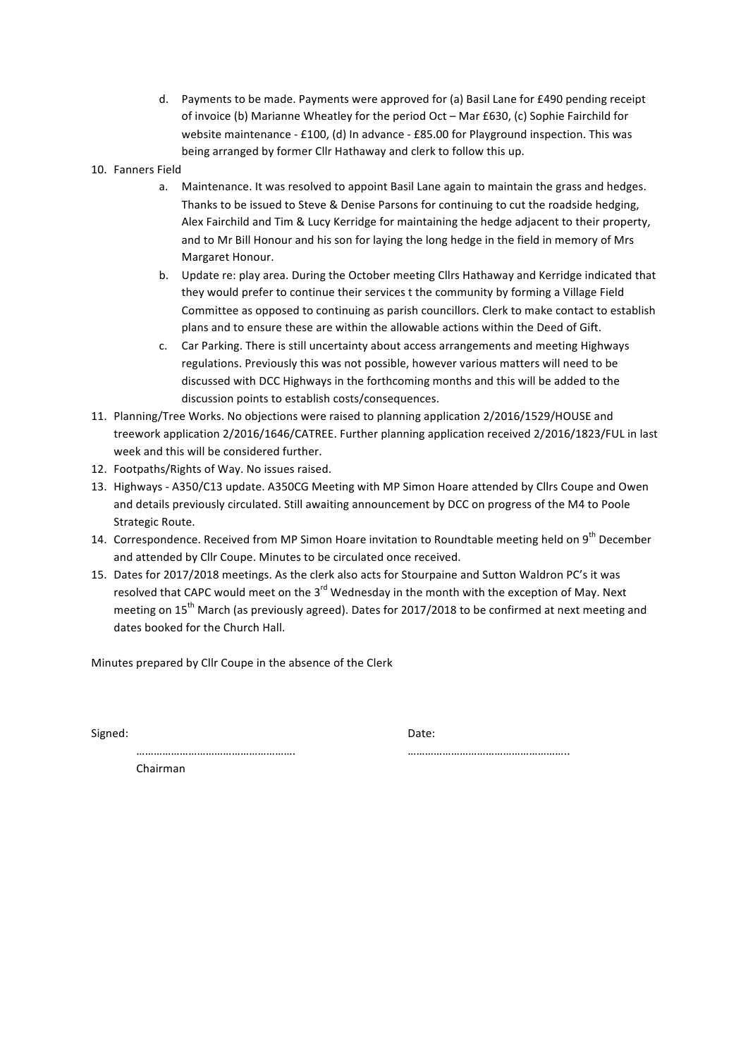d. Payments to be made. Payments were approved for (a) Basil Lane for £490 pending receipt of invoice (b) Marianne Wheatley for the period Oct – Mar £630, (c) Sophie Fairchild for website maintenance - £100, (d) In advance - £85.00 for Playground inspection. This was being arranged by former Cllr Hathaway and clerk to follow this up.

10. Fanners Field
    a. Maintenance. It was resolved to appoint Basil Lane again to maintain the grass and hedges. Thanks to be issued to Steve & Denise Parsons for continuing to cut the roadside hedging, Alex Fairchild and Tim & Lucy Kerridge for maintaining the hedge adjacent to their property, and to Mr Bill Honour and his son for laying the long hedge in the field in memory of Mrs Margaret Honour.
    b. Update re: play area. During the October meeting Cllrs Hathaway and Kerridge indicated that they would prefer to continue their services t the community by forming a Village Field Committee as opposed to continuing as parish councillors. Clerk to make contact to establish plans and to ensure these are within the allowable actions within the Deed of Gift.
    c. Car Parking. There is still uncertainty about access arrangements and meeting Highways regulations. Previously this was not possible, however various matters will need to be discussed with DCC Highways in the forthcoming months and this will be added to the discussion points to establish costs/consequences.
11. Planning/Tree Works. No objections were raised to planning application 2/2016/1529/HOUSE and treework application 2/2016/1646/CATREE. Further planning application received 2/2016/1823/FUL in last week and this will be considered further.
12. Footpaths/Rights of Way. No issues raised.
13. Highways - A350/C13 update. A350CG Meeting with MP Simon Hoare attended by Cllrs Coupe and Owen and details previously circulated. Still awaiting announcement by DCC on progress of the M4 to Poole Strategic Route.
14. Correspondence. Received from MP Simon Hoare invitation to Roundtable meeting held on 9th December and attended by Cllr Coupe. Minutes to be circulated once received.
15. Dates for 2017/2018 meetings. As the clerk also acts for Stourpaine and Sutton Waldron PC's it was resolved that CAPC would meet on the 3rd Wednesday in the month with the exception of May. Next meeting on 15th March (as previously agreed). Dates for 2017/2018 to be confirmed at next meeting and dates booked for the Church Hall.

Minutes prepared by Cllr Coupe in the absence of the Clerk

Signed: ………………………………………………. Date: ………………………………………………..

Chairman